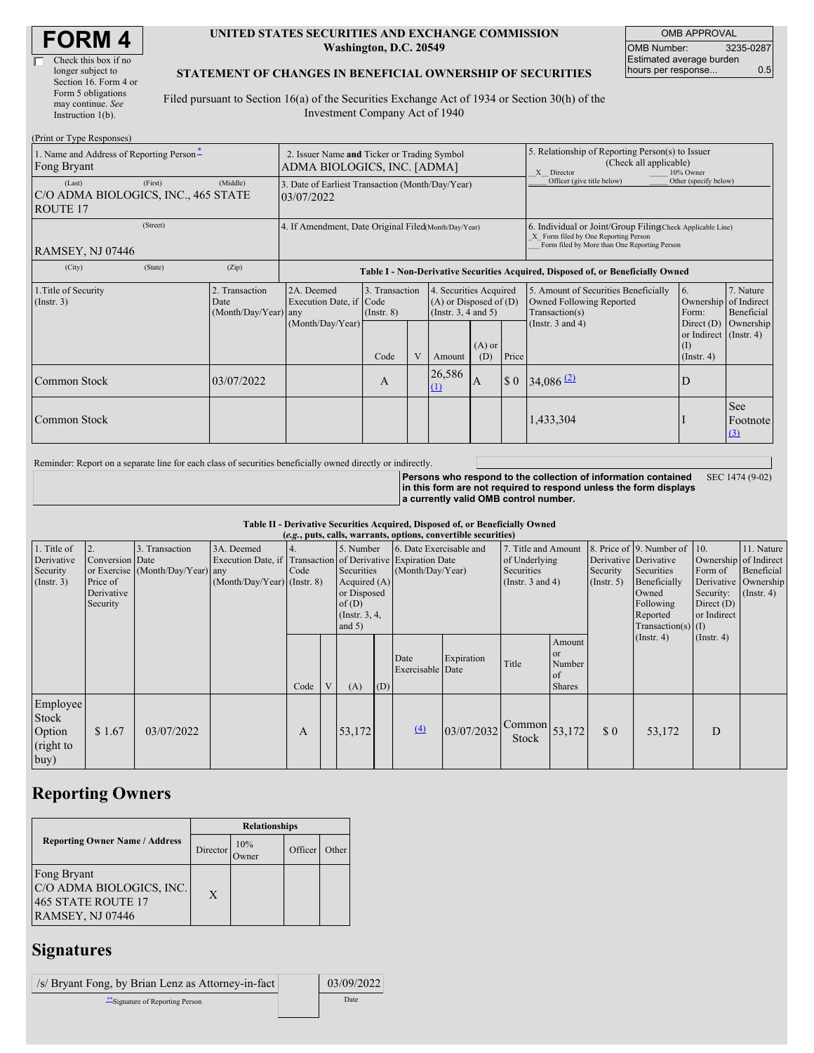# FORM 4

☐ Check this box if no longer subject to Section 16. Form 4 or Form 5 obligations may continue. *See* Instruction 1(b).

**UNITED STATES SECURITIES AND EXCHANGE COMMISSION**
**Washington, D.C. 20549**

**STATEMENT OF CHANGES IN BENEFICIAL OWNERSHIP OF SECURITIES**

Filed pursuant to Section 16(a) of the Securities Exchange Act of 1934 or Section 30(h) of the Investment Company Act of 1940

| OMB APPROVAL | |
|---|---|
| OMB Number: | 3235-0287 |
| Estimated average burden hours per response... | 0.5 |

(Print or Type Responses)

| 1. Name and Address of Reporting Person* | 2. Issuer Name and Ticker or Trading Symbol | 5. Relationship of Reporting Person(s) to Issuer (Check all applicable) |
|---|---|---|
| Fong Bryant | ADMA BIOLOGICS, INC. [ADMA] | _X_ Director ___ 10% Owner ___ Officer (give title below) ___ Other (specify below) |
| (Last) (First) (Middle) C/O ADMA BIOLOGICS, INC., 465 STATE ROUTE 17 | 3. Date of Earliest Transaction (Month/Day/Year) 03/07/2022 | |
| (Street) RAMSEY, NJ 07446 | 4. If Amendment, Date Original Filed (Month/Day/Year) | 6. Individual or Joint/Group Filing (Check Applicable Line) _X_ Form filed by One Reporting Person ___ Form filed by More than One Reporting Person |
| (City) (State) (Zip) | | |

**Table I - Non-Derivative Securities Acquired, Disposed of, or Beneficially Owned**

| 1.Title of Security (Instr. 3) | 2. Transaction Date (Month/Day/Year) | 2A. Deemed Execution Date, if any (Month/Day/Year) | 3. Transaction Code (Instr. 8) Code | V | 4. Securities Acquired (A) or Disposed of (D) (Instr. 3, 4 and 5) Amount | (A) or (D) | Price | 5. Amount of Securities Beneficially Owned Following Reported Transaction(s) (Instr. 3 and 4) | 6. Ownership Form: Direct (D) or Indirect (I) (Instr. 4) | 7. Nature of Indirect Beneficial Ownership (Instr. 4) |
|---|---|---|---|---|---|---|---|---|---|---|
| Common Stock | 03/07/2022 | | A | | 26,586 (1) | A | $ 0 | 34,086 (2) | D | |
| Common Stock | | | | | | | | 1,433,304 | I | See Footnote (3) |

Reminder: Report on a separate line for each class of securities beneficially owned directly or indirectly.

**Persons who respond to the collection of information contained in this form are not required to respond unless the form displays a currently valid OMB control number.** SEC 1474 (9-02)

**Table II - Derivative Securities Acquired, Disposed of, or Beneficially Owned**
**(*e.g.*, puts, calls, warrants, options, convertible securities)**

| 1. Title of Derivative Security (Instr. 3) | 2. Conversion or Exercise Price of Derivative Security | 3. Transaction Date (Month/Day/Year) | 3A. Deemed Execution Date, if any (Month/Day/Year) | 4. Transaction Code (Instr. 8) Code | V | 5. Number of Derivative Securities Acquired (A) or Disposed of (D) (Instr. 3, 4, and 5) (A) | (D) | 6. Date Exercisable and Expiration Date (Month/Day/Year) Date Exercisable | Expiration Date | 7. Title and Amount of Underlying Securities (Instr. 3 and 4) Title | Amount or Number of Shares | 8. Price of Derivative Security (Instr. 5) | 9. Number of Derivative Securities Beneficially Owned Following Reported Transaction(s) (Instr. 4) | 10. Ownership Form of Derivative Security: Direct (D) or Indirect (I) (Instr. 4) | 11. Nature of Indirect Beneficial Ownership (Instr. 4) |
|---|---|---|---|---|---|---|---|---|---|---|---|---|---|---|---|
| Employee Stock Option (right to buy) | $ 1.67 | 03/07/2022 | | A | | 53,172 | | (4) | 03/07/2032 | Common Stock | 53,172 | $ 0 | 53,172 | D | |

## Reporting Owners

| Reporting Owner Name / Address | Relationships | | | |
|---|---|---|---|---|
| | Director | 10% Owner | Officer | Other |
| Fong Bryant C/O ADMA BIOLOGICS, INC. 465 STATE ROUTE 17 RAMSEY, NJ 07446 | X | | | |

## Signatures

| /s/ Bryant Fong, by Brian Lenz as Attorney-in-fact | 03/09/2022 |
|---|---|
| **Signature of Reporting Person | Date |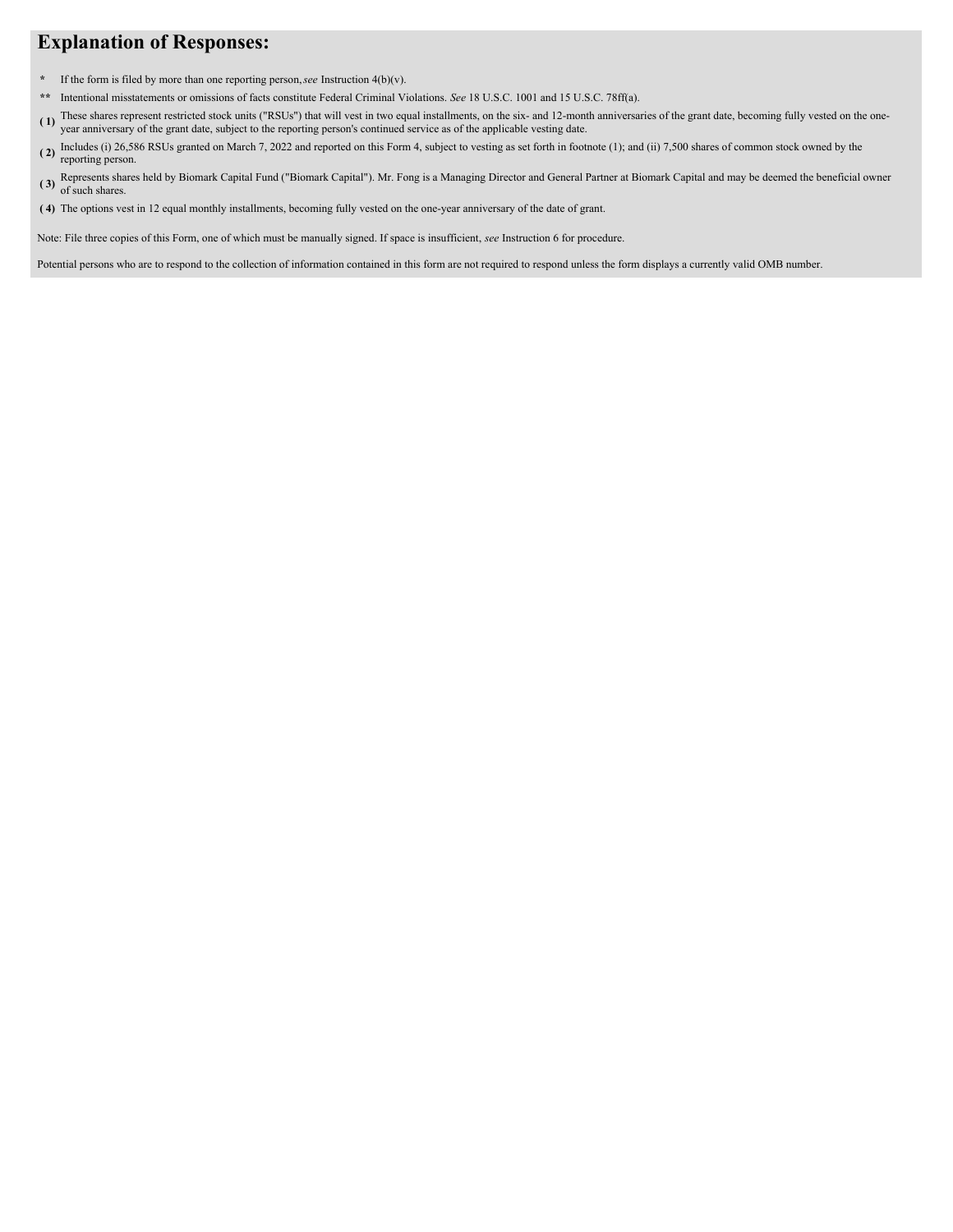# Explanation of Responses:

- \* If the form is filed by more than one reporting person, *see* Instruction 4(b)(v).
- \*\* Intentional misstatements or omissions of facts constitute Federal Criminal Violations. *See* 18 U.S.C. 1001 and 15 U.S.C. 78ff(a).

**( 1)** These shares represent restricted stock units ("RSUs") that will vest in two equal installments, on the six- and 12-month anniversaries of the grant date, becoming fully vested on the one-year anniversary of the grant date, subject to the reporting person's continued service as of the applicable vesting date.

**( 2)** Includes (i) 26,586 RSUs granted on March 7, 2022 and reported on this Form 4, subject to vesting as set forth in footnote (1); and (ii) 7,500 shares of common stock owned by the reporting person.

**( 3)** Represents shares held by Biomark Capital Fund ("Biomark Capital"). Mr. Fong is a Managing Director and General Partner at Biomark Capital and may be deemed the beneficial owner of such shares.

**( 4)** The options vest in 12 equal monthly installments, becoming fully vested on the one-year anniversary of the date of grant.

Note: File three copies of this Form, one of which must be manually signed. If space is insufficient, *see* Instruction 6 for procedure.

Potential persons who are to respond to the collection of information contained in this form are not required to respond unless the form displays a currently valid OMB number.